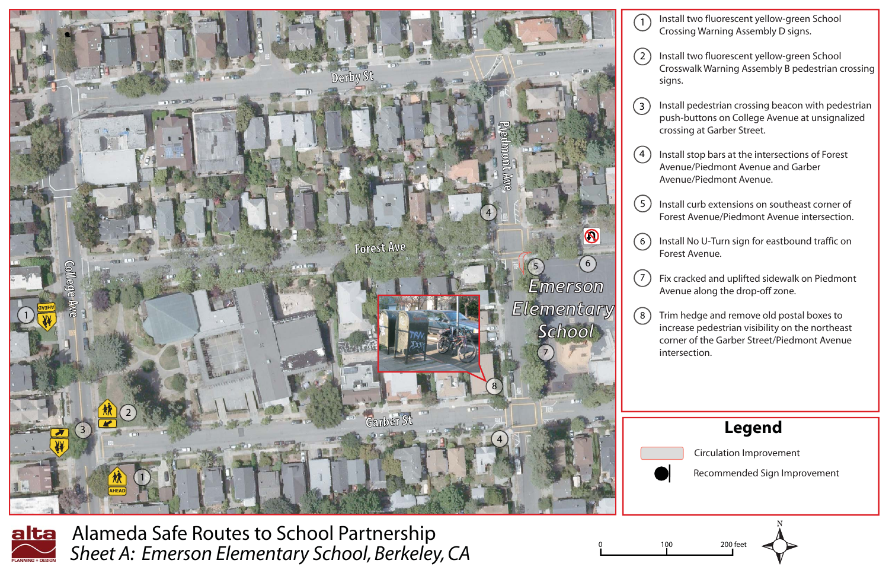# Alameda Safe Routes to School Partnership

## *Sheet A: Emerson Elementary School, Berkeley, CA*

Derby St

Piedmont Ave

Forest Ave

College Ave

Garber St

Emerson Elementary School

1. Install two fluorescent yellow-green School Crossing Warning Assembly D signs.
2. Install two fluorescent yellow-green School Crosswalk Warning Assembly B pedestrian crossing signs.
3. Install pedestrian crossing beacon with pedestrian push-buttons on College Avenue at unsignalized crossing at Garber Street.
4. Install stop bars at the intersections of Forest Avenue/Piedmont Avenue and Garber Avenue/Piedmont Avenue.
5. Install curb extensions on southeast corner of Forest Avenue/Piedmont Avenue intersection.
6. Install No U-Turn sign for eastbound traffic on Forest Avenue.
7. Fix cracked and uplifted sidewalk on Piedmont Avenue along the drop-off zone.
8. Trim hedge and remove old postal boxes to increase pedestrian visibility on the northeast corner of the Garber Street/Piedmont Avenue intersection.

## Legend

- Circulation Improvement
- Recommended Sign Improvement

0 100 200 feet

N

alta PLANNING + DESIGN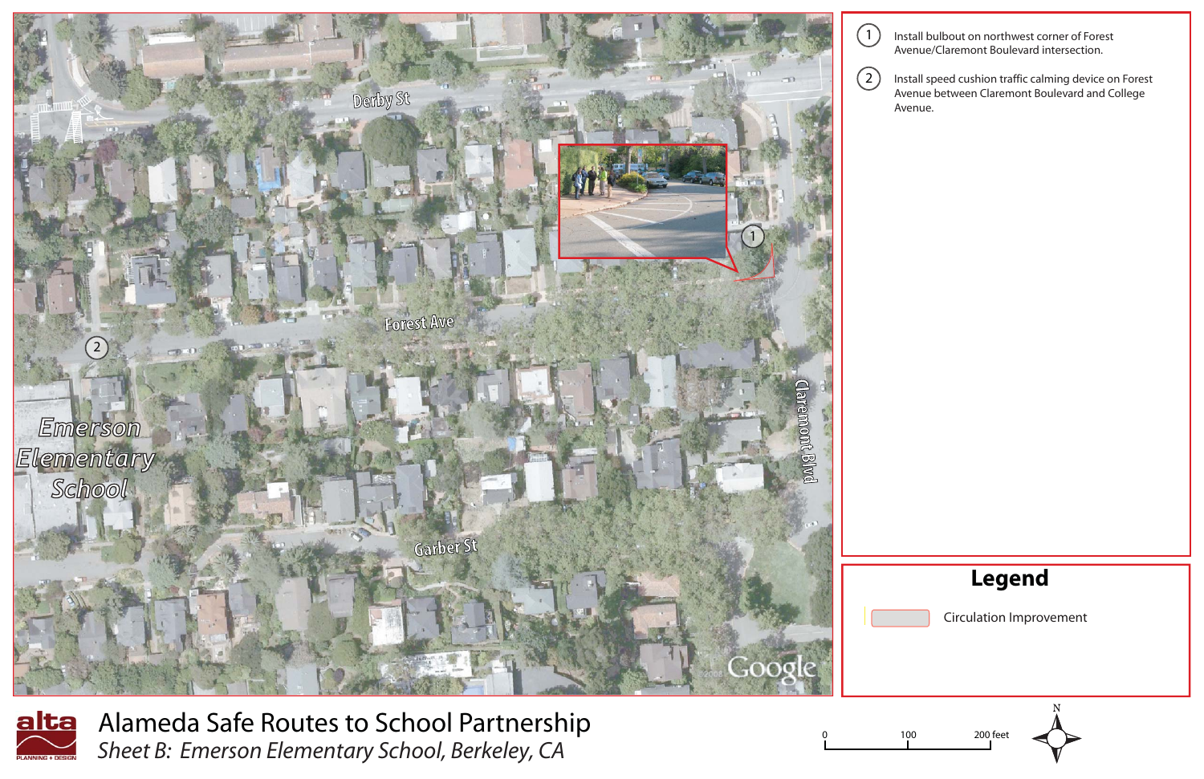1. Install bulbout on northwest corner of Forest Avenue/Claremont Boulevard intersection.
2. Install speed cushion traffic calming device on Forest Avenue between Claremont Boulevard and College Avenue.

## Legend

Circulation Improvement

Derby St

Forest Ave

Garber St

Claremont Blvd

Emerson Elementary School

0 100 200 feet

N

# Alameda Safe Routes to School Partnership

*Sheet B: Emerson Elementary School, Berkeley, CA*